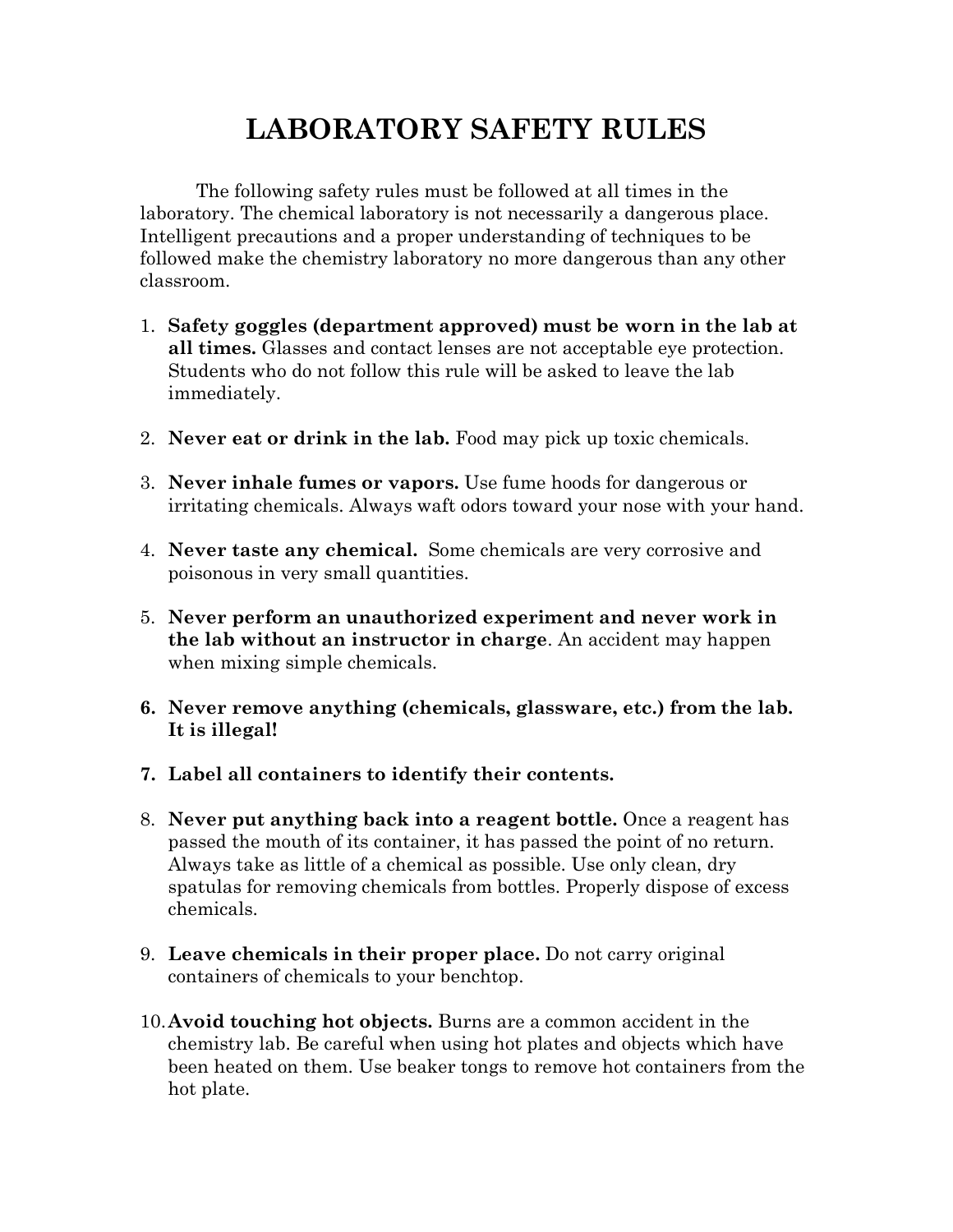# LABORATORY SAFETY RULES

The following safety rules must be followed at all times in the laboratory. The chemical laboratory is not necessarily a dangerous place. Intelligent precautions and a proper understanding of techniques to be followed make the chemistry laboratory no more dangerous than any other classroom.

1. **Safety goggles (department approved) must be worn in the lab at all times.** Glasses and contact lenses are not acceptable eye protection. Students who do not follow this rule will be asked to leave the lab immediately.

2. **Never eat or drink in the lab.** Food may pick up toxic chemicals.

3. **Never inhale fumes or vapors.** Use fume hoods for dangerous or irritating chemicals. Always waft odors toward your nose with your hand.

4. **Never taste any chemical.** Some chemicals are very corrosive and poisonous in very small quantities.

5. **Never perform an unauthorized experiment and never work in the lab without an instructor in charge**. An accident may happen when mixing simple chemicals.

6. **Never remove anything (chemicals, glassware, etc.) from the lab. It is illegal!**

7. **Label all containers to identify their contents.**

8. **Never put anything back into a reagent bottle.** Once a reagent has passed the mouth of its container, it has passed the point of no return. Always take as little of a chemical as possible. Use only clean, dry spatulas for removing chemicals from bottles. Properly dispose of excess chemicals.

9. **Leave chemicals in their proper place.** Do not carry original containers of chemicals to your benchtop.

10. **Avoid touching hot objects.** Burns are a common accident in the chemistry lab. Be careful when using hot plates and objects which have been heated on them. Use beaker tongs to remove hot containers from the hot plate.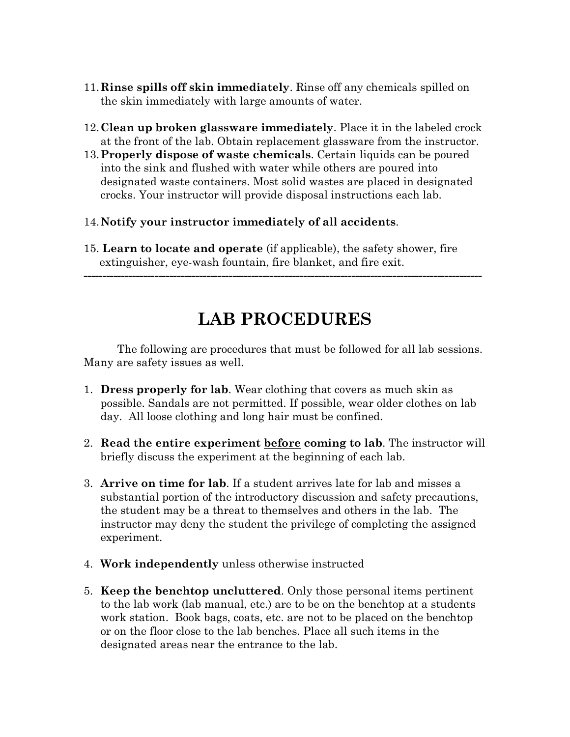11. **Rinse spills off skin immediately**. Rinse off any chemicals spilled on the skin immediately with large amounts of water.

12. **Clean up broken glassware immediately**. Place it in the labeled crock at the front of the lab. Obtain replacement glassware from the instructor.

13. **Properly dispose of waste chemicals**. Certain liquids can be poured into the sink and flushed with water while others are poured into designated waste containers. Most solid wastes are placed in designated crocks. Your instructor will provide disposal instructions each lab.

14. **Notify your instructor immediately of all accidents**.

15. **Learn to locate and operate** (if applicable), the safety shower, fire extinguisher, eye-wash fountain, fire blanket, and fire exit.

---

# LAB PROCEDURES

The following are procedures that must be followed for all lab sessions. Many are safety issues as well.

1. **Dress properly for lab**. Wear clothing that covers as much skin as possible. Sandals are not permitted. If possible, wear older clothes on lab day. All loose clothing and long hair must be confined.

2. **Read the entire experiment <u>before</u> coming to lab**. The instructor will briefly discuss the experiment at the beginning of each lab.

3. **Arrive on time for lab**. If a student arrives late for lab and misses a substantial portion of the introductory discussion and safety precautions, the student may be a threat to themselves and others in the lab. The instructor may deny the student the privilege of completing the assigned experiment.

4. **Work independently** unless otherwise instructed

5. **Keep the benchtop uncluttered**. Only those personal items pertinent to the lab work (lab manual, etc.) are to be on the benchtop at a students work station. Book bags, coats, etc. are not to be placed on the benchtop or on the floor close to the lab benches. Place all such items in the designated areas near the entrance to the lab.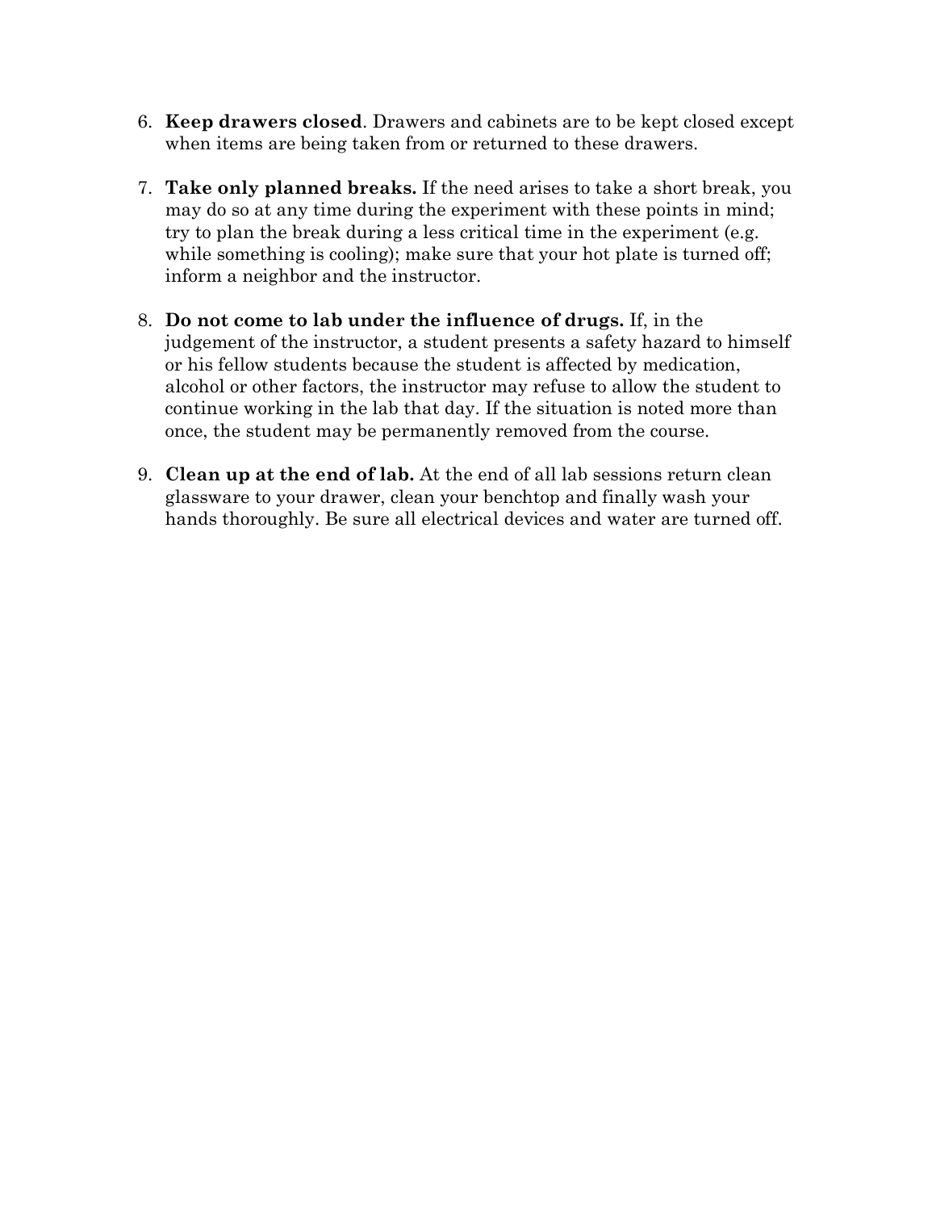6. **Keep drawers closed**. Drawers and cabinets are to be kept closed except when items are being taken from or returned to these drawers.

7. **Take only planned breaks.** If the need arises to take a short break, you may do so at any time during the experiment with these points in mind; try to plan the break during a less critical time in the experiment (e.g. while something is cooling); make sure that your hot plate is turned off; inform a neighbor and the instructor.

8. **Do not come to lab under the influence of drugs.** If, in the judgement of the instructor, a student presents a safety hazard to himself or his fellow students because the student is affected by medication, alcohol or other factors, the instructor may refuse to allow the student to continue working in the lab that day. If the situation is noted more than once, the student may be permanently removed from the course.

9. **Clean up at the end of lab.** At the end of all lab sessions return clean glassware to your drawer, clean your benchtop and finally wash your hands thoroughly. Be sure all electrical devices and water are turned off.